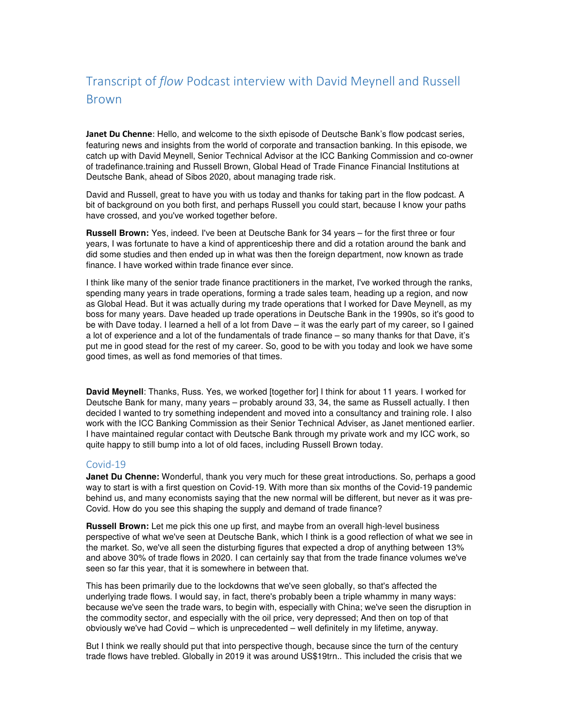# Transcript of *flow* Podcast interview with David Meynell and Russell Brown

**Janet Du Chenne**: Hello, and welcome to the sixth episode of Deutsche Bank's flow podcast series, featuring news and insights from the world of corporate and transaction banking. In this episode, we catch up with David Meynell, Senior Technical Advisor at the ICC Banking Commission and co-owner of tradefinance.training and Russell Brown, Global Head of Trade Finance Financial Institutions at Deutsche Bank, ahead of Sibos 2020, about managing trade risk.

David and Russell, great to have you with us today and thanks for taking part in the flow podcast. A bit of background on you both first, and perhaps Russell you could start, because I know your paths have crossed, and you've worked together before.

**Russell Brown:** Yes, indeed. I've been at Deutsche Bank for 34 years – for the first three or four years, I was fortunate to have a kind of apprenticeship there and did a rotation around the bank and did some studies and then ended up in what was then the foreign department, now known as trade finance. I have worked within trade finance ever since.

I think like many of the senior trade finance practitioners in the market, I've worked through the ranks, spending many years in trade operations, forming a trade sales team, heading up a region, and now as Global Head. But it was actually during my trade operations that I worked for Dave Meynell, as my boss for many years. Dave headed up trade operations in Deutsche Bank in the 1990s, so it's good to be with Dave today. I learned a hell of a lot from Dave – it was the early part of my career, so I gained a lot of experience and a lot of the fundamentals of trade finance – so many thanks for that Dave, it's put me in good stead for the rest of my career. So, good to be with you today and look we have some good times, as well as fond memories of that times.

**David Meynell**: Thanks, Russ. Yes, we worked [together for] I think for about 11 years. I worked for Deutsche Bank for many, many years – probably around 33, 34, the same as Russell actually. I then decided I wanted to try something independent and moved into a consultancy and training role. I also work with the ICC Banking Commission as their Senior Technical Adviser, as Janet mentioned earlier. I have maintained regular contact with Deutsche Bank through my private work and my ICC work, so quite happy to still bump into a lot of old faces, including Russell Brown today.

## Covid-19

**Janet Du Chenne:** Wonderful, thank you very much for these great introductions. So, perhaps a good way to start is with a first question on Covid-19. With more than six months of the Covid-19 pandemic behind us, and many economists saying that the new normal will be different, but never as it was pre-Covid. How do you see this shaping the supply and demand of trade finance?

**Russell Brown:** Let me pick this one up first, and maybe from an overall high-level business perspective of what we've seen at Deutsche Bank, which I think is a good reflection of what we see in the market. So, we've all seen the disturbing figures that expected a drop of anything between 13% and above 30% of trade flows in 2020. I can certainly say that from the trade finance volumes we've seen so far this year, that it is somewhere in between that.

This has been primarily due to the lockdowns that we've seen globally, so that's affected the underlying trade flows. I would say, in fact, there's probably been a triple whammy in many ways: because we've seen the trade wars, to begin with, especially with China; we've seen the disruption in the commodity sector, and especially with the oil price, very depressed; And then on top of that obviously we've had Covid – which is unprecedented – well definitely in my lifetime, anyway.

But I think we really should put that into perspective though, because since the turn of the century trade flows have trebled. Globally in 2019 it was around US$19trn.. This included the crisis that we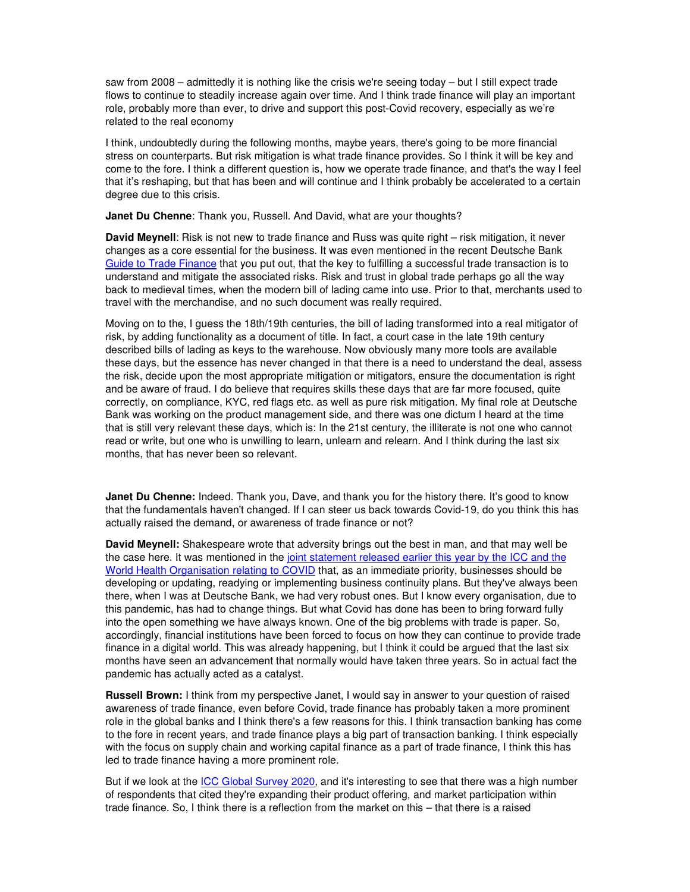saw from 2008 – admittedly it is nothing like the crisis we're seeing today – but I still expect trade flows to continue to steadily increase again over time. And I think trade finance will play an important role, probably more than ever, to drive and support this post-Covid recovery, especially as we're related to the real economy

I think, undoubtedly during the following months, maybe years, there's going to be more financial stress on counterparts. But risk mitigation is what trade finance provides. So I think it will be key and come to the fore. I think a different question is, how we operate trade finance, and that's the way I feel that it's reshaping, but that has been and will continue and I think probably be accelerated to a certain degree due to this crisis.

**Janet Du Chenne**: Thank you, Russell. And David, what are your thoughts?

**David Meynell**: Risk is not new to trade finance and Russ was quite right – risk mitigation, it never changes as a core essential for the business. It was even mentioned in the recent Deutsche Bank Guide to Trade Finance that you put out, that the key to fulfilling a successful trade transaction is to understand and mitigate the associated risks. Risk and trust in global trade perhaps go all the way back to medieval times, when the modern bill of lading came into use. Prior to that, merchants used to travel with the merchandise, and no such document was really required.

Moving on to the, I guess the 18th/19th centuries, the bill of lading transformed into a real mitigator of risk, by adding functionality as a document of title. In fact, a court case in the late 19th century described bills of lading as keys to the warehouse. Now obviously many more tools are available these days, but the essence has never changed in that there is a need to understand the deal, assess the risk, decide upon the most appropriate mitigation or mitigators, ensure the documentation is right and be aware of fraud. I do believe that requires skills these days that are far more focused, quite correctly, on compliance, KYC, red flags etc. as well as pure risk mitigation. My final role at Deutsche Bank was working on the product management side, and there was one dictum I heard at the time that is still very relevant these days, which is: In the 21st century, the illiterate is not one who cannot read or write, but one who is unwilling to learn, unlearn and relearn. And I think during the last six months, that has never been so relevant.

**Janet Du Chenne:** Indeed. Thank you, Dave, and thank you for the history there. It's good to know that the fundamentals haven't changed. If I can steer us back towards Covid-19, do you think this has actually raised the demand, or awareness of trade finance or not?

**David Meynell:** Shakespeare wrote that adversity brings out the best in man, and that may well be the case here. It was mentioned in the joint statement released earlier this year by the ICC and the World Health Organisation relating to COVID that, as an immediate priority, businesses should be developing or updating, readying or implementing business continuity plans. But they've always been there, when I was at Deutsche Bank, we had very robust ones. But I know every organisation, due to this pandemic, has had to change things. But what Covid has done has been to bring forward fully into the open something we have always known. One of the big problems with trade is paper. So, accordingly, financial institutions have been forced to focus on how they can continue to provide trade finance in a digital world. This was already happening, but I think it could be argued that the last six months have seen an advancement that normally would have taken three years. So in actual fact the pandemic has actually acted as a catalyst.

**Russell Brown:** I think from my perspective Janet, I would say in answer to your question of raised awareness of trade finance, even before Covid, trade finance has probably taken a more prominent role in the global banks and I think there's a few reasons for this. I think transaction banking has come to the fore in recent years, and trade finance plays a big part of transaction banking. I think especially with the focus on supply chain and working capital finance as a part of trade finance, I think this has led to trade finance having a more prominent role.

But if we look at the ICC Global Survey 2020, and it's interesting to see that there was a high number of respondents that cited they're expanding their product offering, and market participation within trade finance. So, I think there is a reflection from the market on this – that there is a raised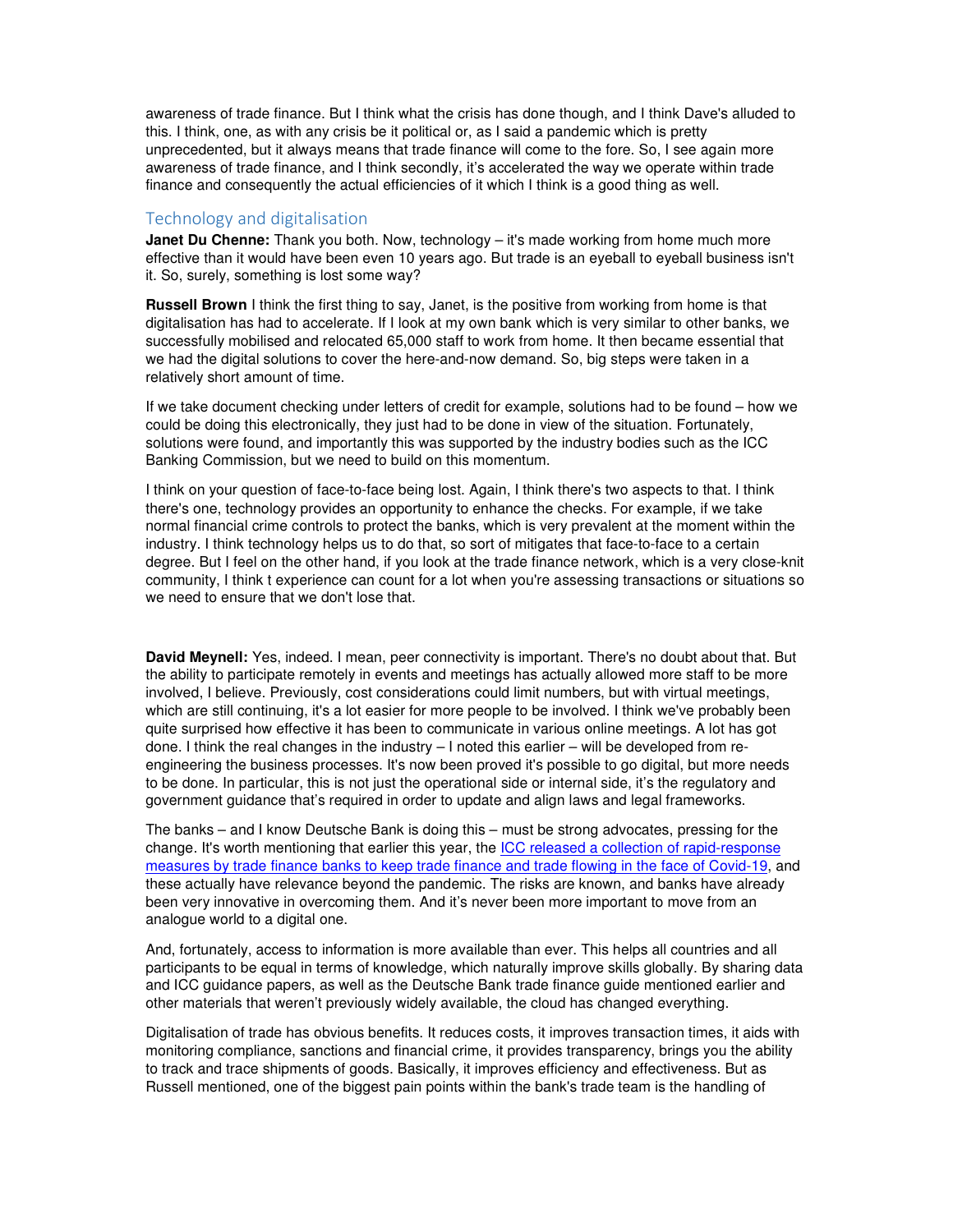awareness of trade finance. But I think what the crisis has done though, and I think Dave's alluded to this. I think, one, as with any crisis be it political or, as I said a pandemic which is pretty unprecedented, but it always means that trade finance will come to the fore. So, I see again more awareness of trade finance, and I think secondly, it's accelerated the way we operate within trade finance and consequently the actual efficiencies of it which I think is a good thing as well.

## Technology and digitalisation

**Janet Du Chenne:** Thank you both. Now, technology – it's made working from home much more effective than it would have been even 10 years ago. But trade is an eyeball to eyeball business isn't it. So, surely, something is lost some way?

**Russell Brown** I think the first thing to say, Janet, is the positive from working from home is that digitalisation has had to accelerate. If I look at my own bank which is very similar to other banks, we successfully mobilised and relocated 65,000 staff to work from home. It then became essential that we had the digital solutions to cover the here-and-now demand. So, big steps were taken in a relatively short amount of time.

If we take document checking under letters of credit for example, solutions had to be found – how we could be doing this electronically, they just had to be done in view of the situation. Fortunately, solutions were found, and importantly this was supported by the industry bodies such as the ICC Banking Commission, but we need to build on this momentum.

I think on your question of face-to-face being lost. Again, I think there's two aspects to that. I think there's one, technology provides an opportunity to enhance the checks. For example, if we take normal financial crime controls to protect the banks, which is very prevalent at the moment within the industry. I think technology helps us to do that, so sort of mitigates that face-to-face to a certain degree. But I feel on the other hand, if you look at the trade finance network, which is a very close-knit community, I think t experience can count for a lot when you're assessing transactions or situations so we need to ensure that we don't lose that.

**David Meynell:** Yes, indeed. I mean, peer connectivity is important. There's no doubt about that. But the ability to participate remotely in events and meetings has actually allowed more staff to be more involved, I believe. Previously, cost considerations could limit numbers, but with virtual meetings, which are still continuing, it's a lot easier for more people to be involved. I think we've probably been quite surprised how effective it has been to communicate in various online meetings. A lot has got done. I think the real changes in the industry – I noted this earlier – will be developed from re-engineering the business processes. It's now been proved it's possible to go digital, but more needs to be done. In particular, this is not just the operational side or internal side, it's the regulatory and government guidance that's required in order to update and align laws and legal frameworks.

The banks – and I know Deutsche Bank is doing this – must be strong advocates, pressing for the change. It's worth mentioning that earlier this year, the ICC released a collection of rapid-response measures by trade finance banks to keep trade finance and trade flowing in the face of Covid-19, and these actually have relevance beyond the pandemic. The risks are known, and banks have already been very innovative in overcoming them. And it's never been more important to move from an analogue world to a digital one.

And, fortunately, access to information is more available than ever. This helps all countries and all participants to be equal in terms of knowledge, which naturally improve skills globally. By sharing data and ICC guidance papers, as well as the Deutsche Bank trade finance guide mentioned earlier and other materials that weren't previously widely available, the cloud has changed everything.

Digitalisation of trade has obvious benefits. It reduces costs, it improves transaction times, it aids with monitoring compliance, sanctions and financial crime, it provides transparency, brings you the ability to track and trace shipments of goods. Basically, it improves efficiency and effectiveness. But as Russell mentioned, one of the biggest pain points within the bank's trade team is the handling of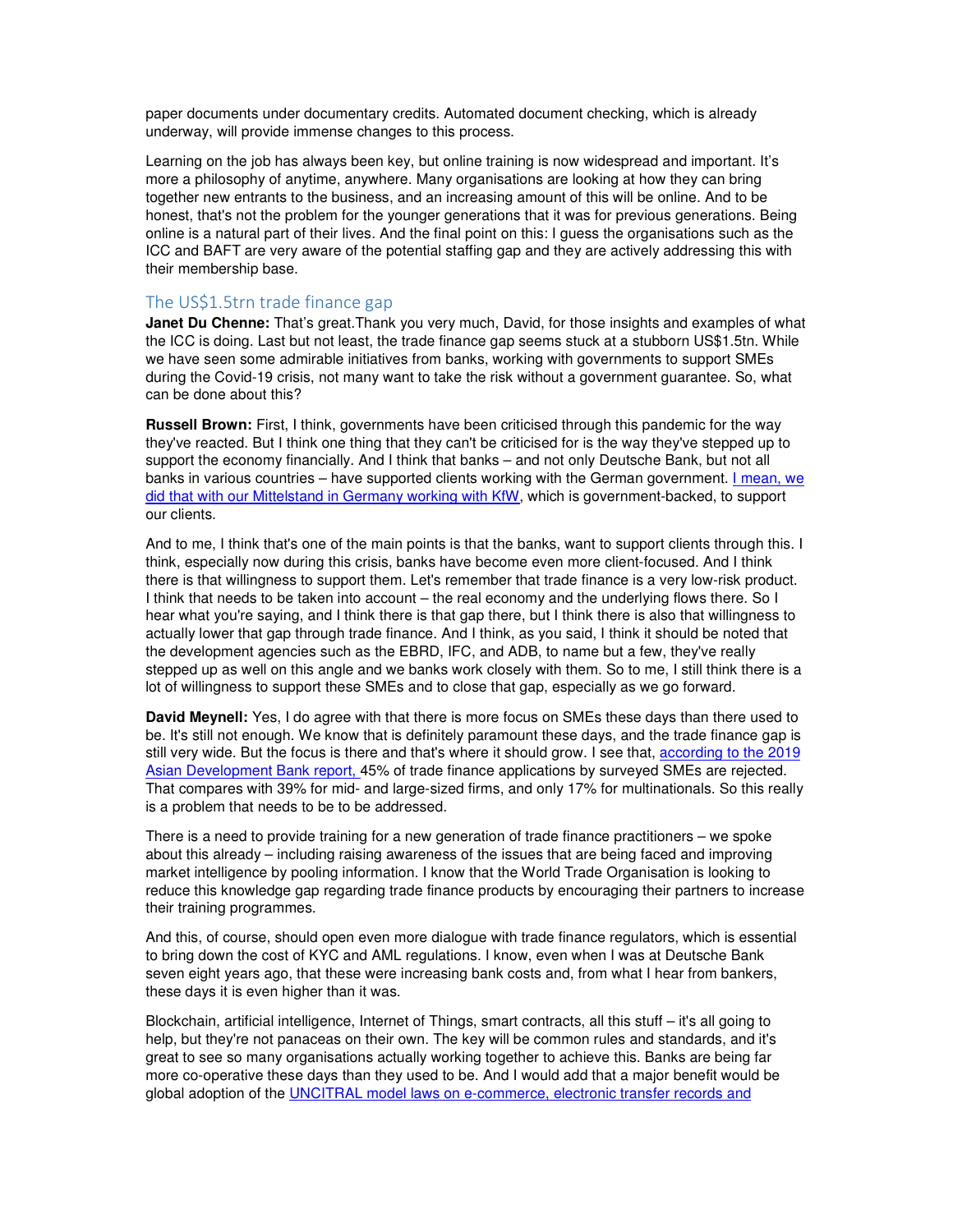paper documents under documentary credits. Automated document checking, which is already underway, will provide immense changes to this process.

Learning on the job has always been key, but online training is now widespread and important. It's more a philosophy of anytime, anywhere. Many organisations are looking at how they can bring together new entrants to the business, and an increasing amount of this will be online. And to be honest, that's not the problem for the younger generations that it was for previous generations. Being online is a natural part of their lives. And the final point on this: I guess the organisations such as the ICC and BAFT are very aware of the potential staffing gap and they are actively addressing this with their membership base.

## The US$1.5trn trade finance gap

**Janet Du Chenne:** That's great.Thank you very much, David, for those insights and examples of what the ICC is doing. Last but not least, the trade finance gap seems stuck at a stubborn US$1.5tn. While we have seen some admirable initiatives from banks, working with governments to support SMEs during the Covid-19 crisis, not many want to take the risk without a government guarantee. So, what can be done about this?

**Russell Brown:** First, I think, governments have been criticised through this pandemic for the way they've reacted. But I think one thing that they can't be criticised for is the way they've stepped up to support the economy financially. And I think that banks – and not only Deutsche Bank, but not all banks in various countries – have supported clients working with the German government. I mean, we did that with our Mittelstand in Germany working with KfW, which is government-backed, to support our clients.

And to me, I think that's one of the main points is that the banks, want to support clients through this. I think, especially now during this crisis, banks have become even more client-focused. And I think there is that willingness to support them. Let's remember that trade finance is a very low-risk product. I think that needs to be taken into account – the real economy and the underlying flows there. So I hear what you're saying, and I think there is that gap there, but I think there is also that willingness to actually lower that gap through trade finance. And I think, as you said, I think it should be noted that the development agencies such as the EBRD, IFC, and ADB, to name but a few, they've really stepped up as well on this angle and we banks work closely with them. So to me, I still think there is a lot of willingness to support these SMEs and to close that gap, especially as we go forward.

**David Meynell:** Yes, I do agree with that there is more focus on SMEs these days than there used to be. It's still not enough. We know that is definitely paramount these days, and the trade finance gap is still very wide. But the focus is there and that's where it should grow. I see that, according to the 2019 Asian Development Bank report, 45% of trade finance applications by surveyed SMEs are rejected. That compares with 39% for mid- and large-sized firms, and only 17% for multinationals. So this really is a problem that needs to be to be addressed.

There is a need to provide training for a new generation of trade finance practitioners – we spoke about this already – including raising awareness of the issues that are being faced and improving market intelligence by pooling information. I know that the World Trade Organisation is looking to reduce this knowledge gap regarding trade finance products by encouraging their partners to increase their training programmes.

And this, of course, should open even more dialogue with trade finance regulators, which is essential to bring down the cost of KYC and AML regulations. I know, even when I was at Deutsche Bank seven eight years ago, that these were increasing bank costs and, from what I hear from bankers, these days it is even higher than it was.

Blockchain, artificial intelligence, Internet of Things, smart contracts, all this stuff – it's all going to help, but they're not panaceas on their own. The key will be common rules and standards, and it's great to see so many organisations actually working together to achieve this. Banks are being far more co-operative these days than they used to be. And I would add that a major benefit would be global adoption of the UNCITRAL model laws on e-commerce, electronic transfer records and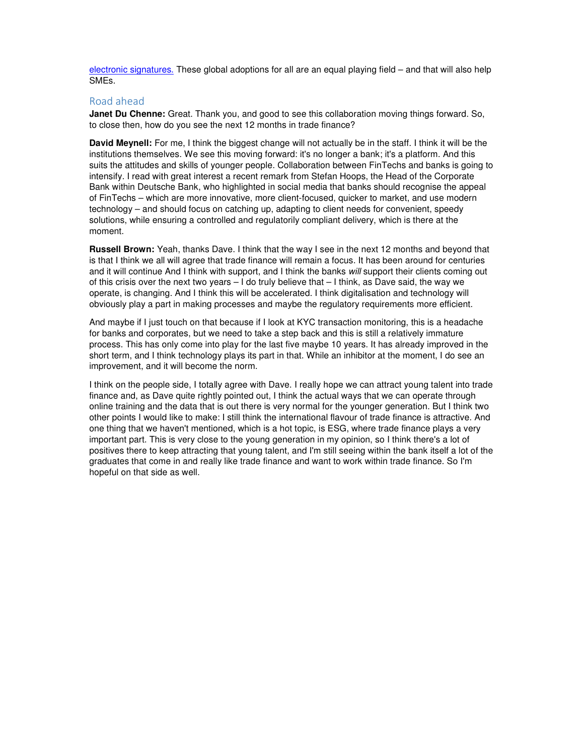electronic signatures. These global adoptions for all are an equal playing field – and that will also help SMEs.

## Road ahead

**Janet Du Chenne:** Great. Thank you, and good to see this collaboration moving things forward. So, to close then, how do you see the next 12 months in trade finance?

**David Meynell:** For me, I think the biggest change will not actually be in the staff. I think it will be the institutions themselves. We see this moving forward: it's no longer a bank; it's a platform. And this suits the attitudes and skills of younger people. Collaboration between FinTechs and banks is going to intensify. I read with great interest a recent remark from Stefan Hoops, the Head of the Corporate Bank within Deutsche Bank, who highlighted in social media that banks should recognise the appeal of FinTechs – which are more innovative, more client-focused, quicker to market, and use modern technology – and should focus on catching up, adapting to client needs for convenient, speedy solutions, while ensuring a controlled and regulatorily compliant delivery, which is there at the moment.

**Russell Brown:** Yeah, thanks Dave. I think that the way I see in the next 12 months and beyond that is that I think we all will agree that trade finance will remain a focus. It has been around for centuries and it will continue And I think with support, and I think the banks *will* support their clients coming out of this crisis over the next two years – I do truly believe that – I think, as Dave said, the way we operate, is changing. And I think this will be accelerated. I think digitalisation and technology will obviously play a part in making processes and maybe the regulatory requirements more efficient.

And maybe if I just touch on that because if I look at KYC transaction monitoring, this is a headache for banks and corporates, but we need to take a step back and this is still a relatively immature process. This has only come into play for the last five maybe 10 years. It has already improved in the short term, and I think technology plays its part in that. While an inhibitor at the moment, I do see an improvement, and it will become the norm.

I think on the people side, I totally agree with Dave. I really hope we can attract young talent into trade finance and, as Dave quite rightly pointed out, I think the actual ways that we can operate through online training and the data that is out there is very normal for the younger generation. But I think two other points I would like to make: I still think the international flavour of trade finance is attractive. And one thing that we haven't mentioned, which is a hot topic, is ESG, where trade finance plays a very important part. This is very close to the young generation in my opinion, so I think there's a lot of positives there to keep attracting that young talent, and I'm still seeing within the bank itself a lot of the graduates that come in and really like trade finance and want to work within trade finance. So I'm hopeful on that side as well.